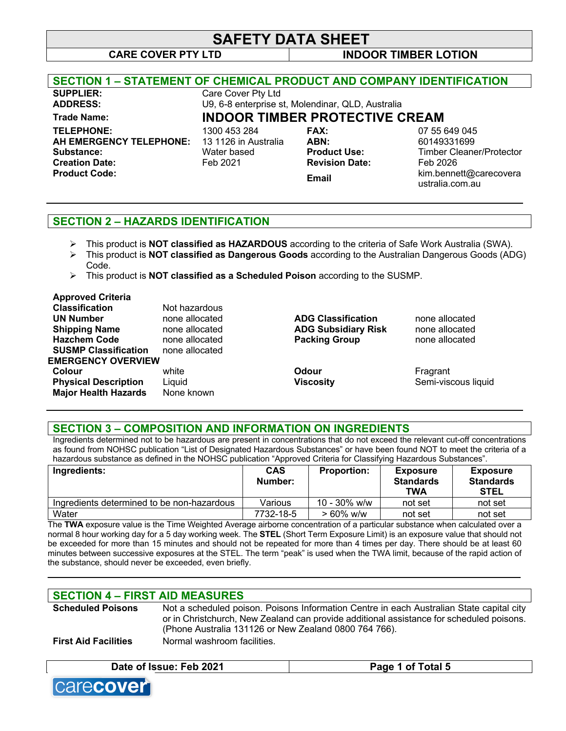# SAFETY DATA SHEET

**CARE COVER PTY LTD** | **INDOOR TIMBER LOTION**

## SECTION 1 – STATEMENT OF CHEMICAL PRODUCT AND COMPANY IDENTIFICATION

| | | | |
|---|---|---|---|
| **SUPPLIER:** | Care Cover Pty Ltd | | |
| **ADDRESS:** | U9, 6-8 enterprise st, Molendinar, QLD, Australia | | |
| **Trade Name:** | **INDOOR TIMBER PROTECTIVE CREAM** | | |
| **TELEPHONE:** | 1300 453 284 | **FAX:** | 07 55 649 045 |
| **AH EMERGENCY TELEPHONE:** | 13 1126 in Australia | **ABN:** | 60149331699 |
| **Substance:** | Water based | **Product Use:** | Timber Cleaner/Protector |
| **Creation Date:** | Feb 2021 | **Revision Date:** | Feb 2026 |
| **Product Code:** | | **Email** | kim.bennett@carecoveraustralia.com.au |

## SECTION 2 – HAZARDS IDENTIFICATION

- This product is **NOT classified as HAZARDOUS** according to the criteria of Safe Work Australia (SWA).
- This product is **NOT classified as Dangerous Goods** according to the Australian Dangerous Goods (ADG) Code.
- This product is **NOT classified as a Scheduled Poison** according to the SUSMP.

**Approved Criteria**

| | | | |
|---|---|---|---|
| **Classification** | Not hazardous | | |
| **UN Number** | none allocated | **ADG Classification** | none allocated |
| **Shipping Name** | none allocated | **ADG Subsidiary Risk** | none allocated |
| **Hazchem Code** | none allocated | **Packing Group** | none allocated |
| **SUSMP Classification** | none allocated | | |

**EMERGENCY OVERVIEW**

| | | | |
|---|---|---|---|
| **Colour** | white | **Odour** | Fragrant |
| **Physical Description** | Liquid | **Viscosity** | Semi-viscous liquid |
| **Major Health Hazards** | None known | | |

## SECTION 3 – COMPOSITION AND INFORMATION ON INGREDIENTS

Ingredients determined not to be hazardous are present in concentrations that do not exceed the relevant cut-off concentrations as found from NOHSC publication "List of Designated Hazardous Substances" or have been found NOT to meet the criteria of a hazardous substance as defined in the NOHSC publication "Approved Criteria for Classifying Hazardous Substances".

| Ingredients: | CAS Number: | Proportion: | Exposure Standards TWA | Exposure Standards STEL |
|---|---|---|---|---|
| Ingredients determined to be non-hazardous | Various | 10 - 30% w/w | not set | not set |
| Water | 7732-18-5 | > 60% w/w | not set | not set |

The **TWA** exposure value is the Time Weighted Average airborne concentration of a particular substance when calculated over a normal 8 hour working day for a 5 day working week. The **STEL** (Short Term Exposure Limit) is an exposure value that should not be exceeded for more than 15 minutes and should not be repeated for more than 4 times per day. There should be at least 60 minutes between successive exposures at the STEL. The term "peak" is used when the TWA limit, because of the rapid action of the substance, should never be exceeded, even briefly.

## SECTION 4 – FIRST AID MEASURES

| | |
|---|---|
| **Scheduled Poisons** | Not a scheduled poison. Poisons Information Centre in each Australian State capital city or in Christchurch, New Zealand can provide additional assistance for scheduled poisons. (Phone Australia 131126 or New Zealand 0800 764 766). |
| **First Aid Facilities** | Normal washroom facilities. |

**Date of Issue: Feb 2021**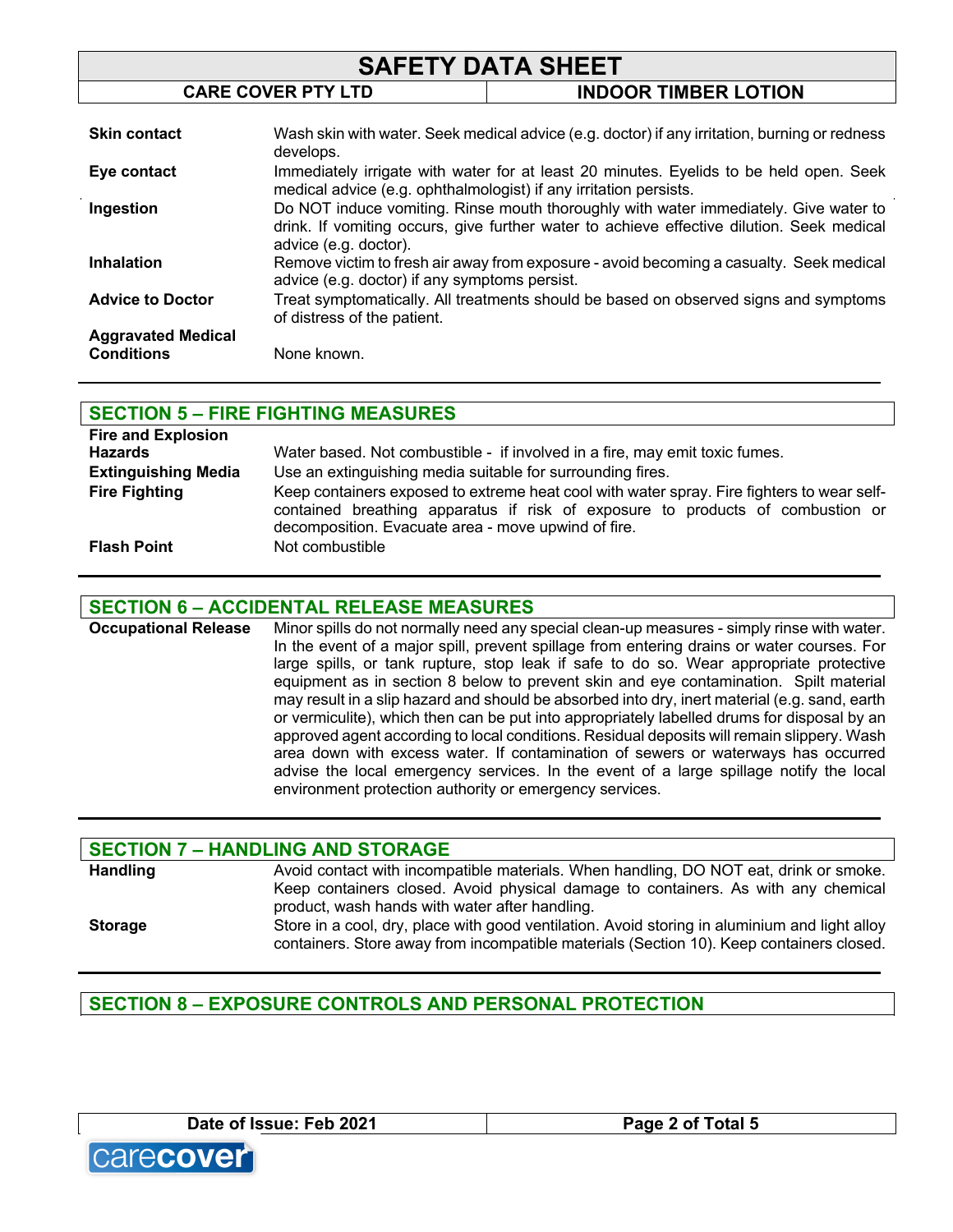| | |
|---|---|
| **Skin contact** | Wash skin with water. Seek medical advice (e.g. doctor) if any irritation, burning or redness develops. |
| **Eye contact** | Immediately irrigate with water for at least 20 minutes. Eyelids to be held open. Seek medical advice (e.g. ophthalmologist) if any irritation persists. |
| **Ingestion** | Do NOT induce vomiting. Rinse mouth thoroughly with water immediately. Give water to drink. If vomiting occurs, give further water to achieve effective dilution. Seek medical advice (e.g. doctor). |
| **Inhalation** | Remove victim to fresh air away from exposure - avoid becoming a casualty. Seek medical advice (e.g. doctor) if any symptoms persist. |
| **Advice to Doctor** | Treat symptomatically. All treatments should be based on observed signs and symptoms of distress of the patient. |
| **Aggravated Medical Conditions** | None known. |

## SECTION 5 – FIRE FIGHTING MEASURES

| | |
|---|---|
| **Fire and Explosion Hazards** | Water based. Not combustible - if involved in a fire, may emit toxic fumes. |
| **Extinguishing Media** | Use an extinguishing media suitable for surrounding fires. |
| **Fire Fighting** | Keep containers exposed to extreme heat cool with water spray. Fire fighters to wear self-contained breathing apparatus if risk of exposure to products of combustion or decomposition. Evacuate area - move upwind of fire. |
| **Flash Point** | Not combustible |

## SECTION 6 – ACCIDENTAL RELEASE MEASURES

| | |
|---|---|
| **Occupational Release** | Minor spills do not normally need any special clean-up measures - simply rinse with water. In the event of a major spill, prevent spillage from entering drains or water courses. For large spills, or tank rupture, stop leak if safe to do so. Wear appropriate protective equipment as in section 8 below to prevent skin and eye contamination. Spilt material may result in a slip hazard and should be absorbed into dry, inert material (e.g. sand, earth or vermiculite), which then can be put into appropriately labelled drums for disposal by an approved agent according to local conditions. Residual deposits will remain slippery. Wash area down with excess water. If contamination of sewers or waterways has occurred advise the local emergency services. In the event of a large spillage notify the local environment protection authority or emergency services. |

## SECTION 7 – HANDLING AND STORAGE

| | |
|---|---|
| **Handling** | Avoid contact with incompatible materials. When handling, DO NOT eat, drink or smoke. Keep containers closed. Avoid physical damage to containers. As with any chemical product, wash hands with water after handling. |
| **Storage** | Store in a cool, dry, place with good ventilation. Avoid storing in aluminium and light alloy containers. Store away from incompatible materials (Section 10). Keep containers closed. |

## SECTION 8 – EXPOSURE CONTROLS AND PERSONAL PROTECTION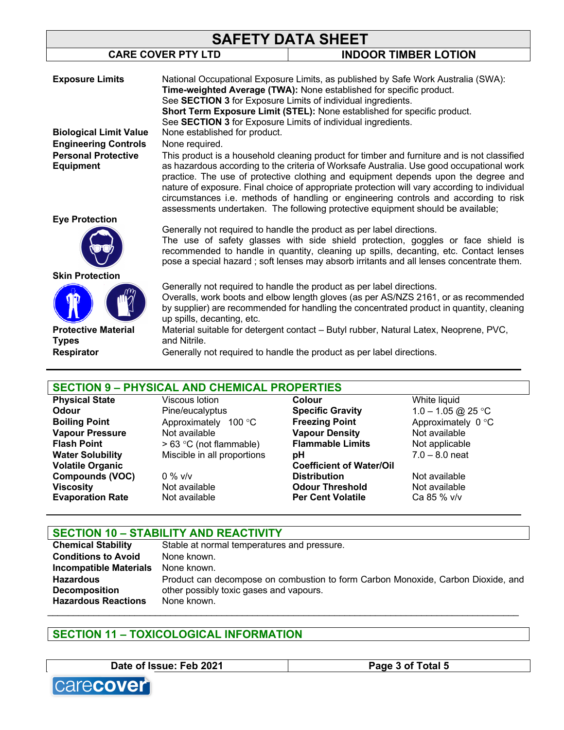**Exposure Limits**
National Occupational Exposure Limits, as published by Safe Work Australia (SWA):
**Time-weighted Average (TWA):** None established for specific product.
See **SECTION 3** for Exposure Limits of individual ingredients.
**Short Term Exposure Limit (STEL):** None established for specific product.
See **SECTION 3** for Exposure Limits of individual ingredients.

**Biological Limit Value**
None established for product.

**Engineering Controls**
None required.

**Personal Protective Equipment**
This product is a household cleaning product for timber and furniture and is not classified as hazardous according to the criteria of Worksafe Australia. Use good occupational work practice. The use of protective clothing and equipment depends upon the degree and nature of exposure. Final choice of appropriate protection will vary according to individual circumstances i.e. methods of handling or engineering controls and according to risk assessments undertaken. The following protective equipment should be available;

**Eye Protection**
Generally not required to handle the product as per label directions.
The use of safety glasses with side shield protection, goggles or face shield is recommended to handle in quantity, cleaning up spills, decanting, etc. Contact lenses pose a special hazard ; soft lenses may absorb irritants and all lenses concentrate them.

**Skin Protection**
Generally not required to handle the product as per label directions.
Overalls, work boots and elbow length gloves (as per AS/NZS 2161, or as recommended by supplier) are recommended for handling the concentrated product in quantity, cleaning up spills, decanting, etc.

**Protective Material Types**
Material suitable for detergent contact – Butyl rubber, Natural Latex, Neoprene, PVC, and Nitrile.

**Respirator**
Generally not required to handle the product as per label directions.

## SECTION 9 – PHYSICAL AND CHEMICAL PROPERTIES

| | | | |
|---|---|---|---|
| **Physical State** | Viscous lotion | **Colour** | White liquid |
| **Odour** | Pine/eucalyptus | **Specific Gravity** | 1.0 – 1.05 @ 25 °C |
| **Boiling Point** | Approximately 100 °C | **Freezing Point** | Approximately 0 °C |
| **Vapour Pressure** | Not available | **Vapour Density** | Not available |
| **Flash Point** | > 63 °C (not flammable) | **Flammable Limits** | Not applicable |
| **Water Solubility** | Miscible in all proportions | **pH** | 7.0 – 8.0 neat |
| **Volatile Organic Compounds (VOC)** | 0 % v/v | **Coefficient of Water/Oil Distribution** | Not available |
| **Viscosity** | Not available | **Odour Threshold** | Not available |
| **Evaporation Rate** | Not available | **Per Cent Volatile** | Ca 85 % v/v |

## SECTION 10 – STABILITY AND REACTIVITY

**Chemical Stability**
Stable at normal temperatures and pressure.

**Conditions to Avoid**
None known.

**Incompatible Materials**
None known.

**Hazardous Decomposition**
Product can decompose on combustion to form Carbon Monoxide, Carbon Dioxide, and other possibly toxic gases and vapours.

**Hazardous Reactions**
None known.

## SECTION 11 – TOXICOLOGICAL INFORMATION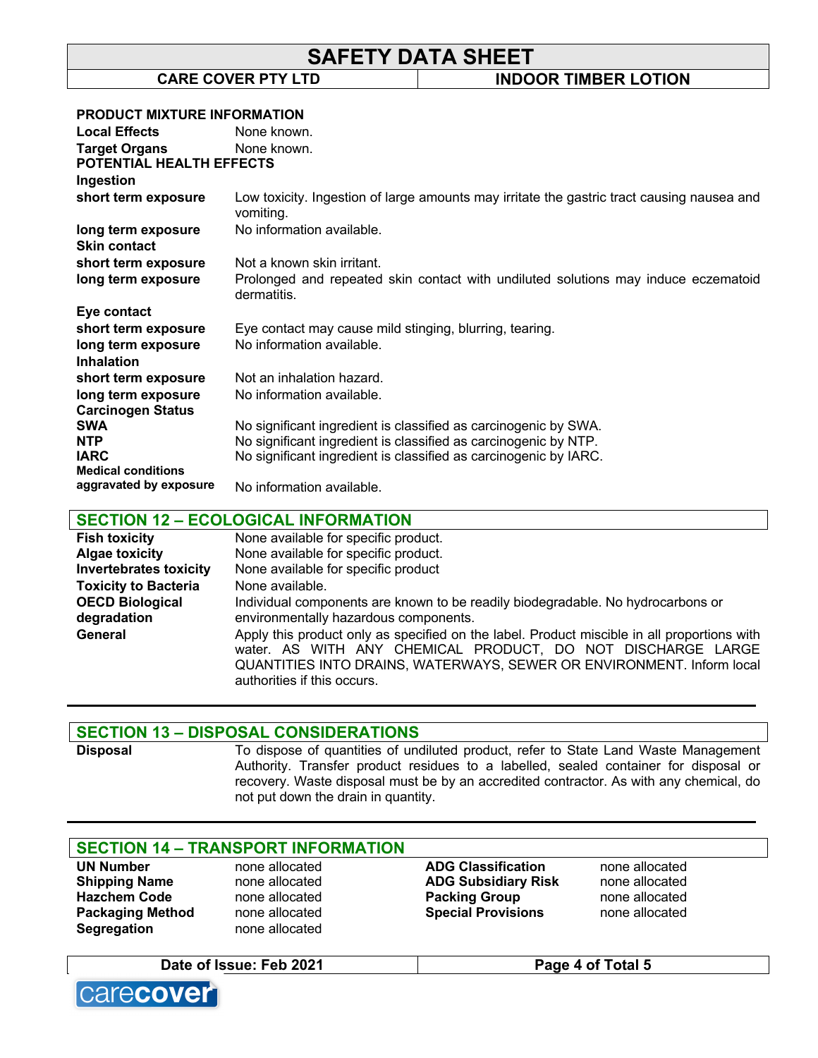**PRODUCT MIXTURE INFORMATION**

| | |
|---|---|
| **Local Effects** | None known. |
| **Target Organs** | None known. |

**POTENTIAL HEALTH EFFECTS**

| | |
|---|---|
| **Ingestion** | |
| **short term exposure** | Low toxicity. Ingestion of large amounts may irritate the gastric tract causing nausea and vomiting. |
| **long term exposure** | No information available. |
| **Skin contact** | |
| **short term exposure** | Not a known skin irritant. |
| **long term exposure** | Prolonged and repeated skin contact with undiluted solutions may induce eczematoid dermatitis. |
| **Eye contact** | |
| **short term exposure** | Eye contact may cause mild stinging, blurring, tearing. |
| **long term exposure** | No information available. |
| **Inhalation** | |
| **short term exposure** | Not an inhalation hazard. |
| **long term exposure** | No information available. |
| **Carcinogen Status** | |
| **SWA** | No significant ingredient is classified as carcinogenic by SWA. |
| **NTP** | No significant ingredient is classified as carcinogenic by NTP. |
| **IARC** | No significant ingredient is classified as carcinogenic by IARC. |
| **Medical conditions aggravated by exposure** | No information available. |

## SECTION 12 – ECOLOGICAL INFORMATION

| | |
|---|---|
| **Fish toxicity** | None available for specific product. |
| **Algae toxicity** | None available for specific product. |
| **Invertebrates toxicity** | None available for specific product |
| **Toxicity to Bacteria** | None available. |
| **OECD Biological degradation** | Individual components are known to be readily biodegradable. No hydrocarbons or environmentally hazardous components. |
| **General** | Apply this product only as specified on the label. Product miscible in all proportions with water. AS WITH ANY CHEMICAL PRODUCT, DO NOT DISCHARGE LARGE QUANTITIES INTO DRAINS, WATERWAYS, SEWER OR ENVIRONMENT. Inform local authorities if this occurs. |

## SECTION 13 – DISPOSAL CONSIDERATIONS

| | |
|---|---|
| **Disposal** | To dispose of quantities of undiluted product, refer to State Land Waste Management Authority. Transfer product residues to a labelled, sealed container for disposal or recovery. Waste disposal must be by an accredited contractor. As with any chemical, do not put down the drain in quantity. |

## SECTION 14 – TRANSPORT INFORMATION

| | | | |
|---|---|---|---|
| **UN Number** | none allocated | **ADG Classification** | none allocated |
| **Shipping Name** | none allocated | **ADG Subsidiary Risk** | none allocated |
| **Hazchem Code** | none allocated | **Packing Group** | none allocated |
| **Packaging Method** | none allocated | **Special Provisions** | none allocated |
| **Segregation** | none allocated | | |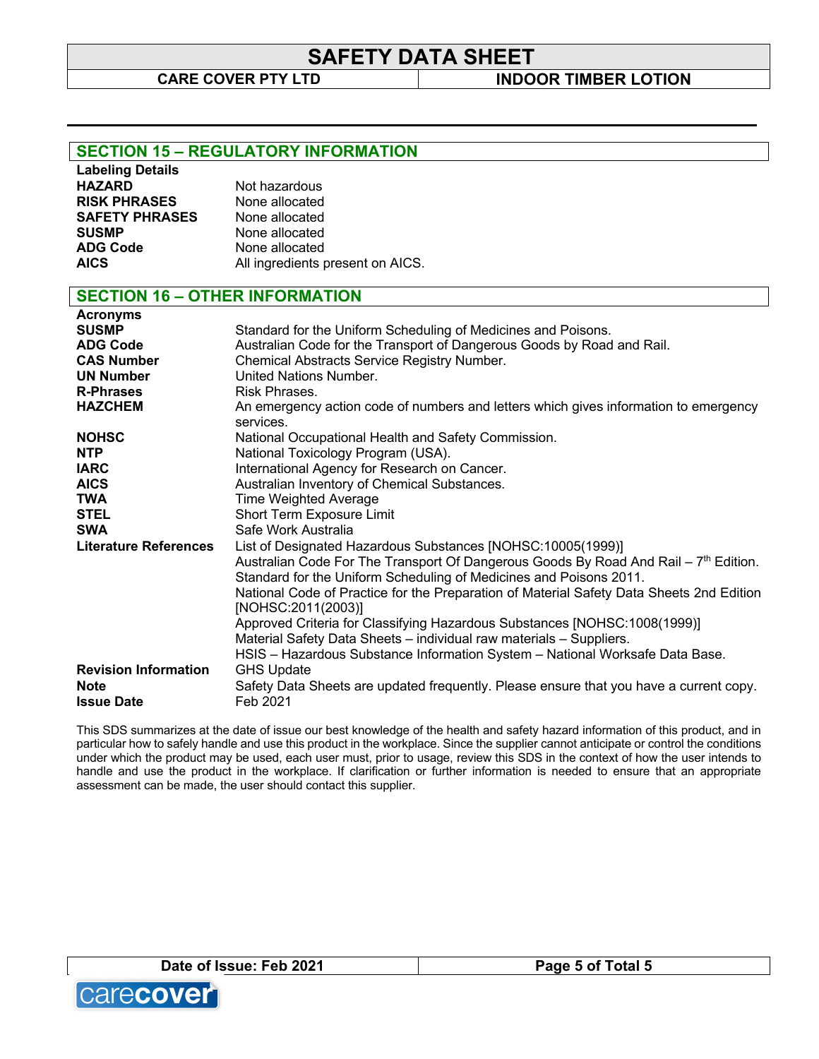## SECTION 15 – REGULATORY INFORMATION

| | |
|---|---|
| **Labeling Details** | |
| **HAZARD** | Not hazardous |
| **RISK PHRASES** | None allocated |
| **SAFETY PHRASES** | None allocated |
| **SUSMP** | None allocated |
| **ADG Code** | None allocated |
| **AICS** | All ingredients present on AICS. |

## SECTION 16 – OTHER INFORMATION

| | |
|---|---|
| **Acronyms** | |
| **SUSMP** | Standard for the Uniform Scheduling of Medicines and Poisons. |
| **ADG Code** | Australian Code for the Transport of Dangerous Goods by Road and Rail. |
| **CAS Number** | Chemical Abstracts Service Registry Number. |
| **UN Number** | United Nations Number. |
| **R-Phrases** | Risk Phrases. |
| **HAZCHEM** | An emergency action code of numbers and letters which gives information to emergency services. |
| **NOHSC** | National Occupational Health and Safety Commission. |
| **NTP** | National Toxicology Program (USA). |
| **IARC** | International Agency for Research on Cancer. |
| **AICS** | Australian Inventory of Chemical Substances. |
| **TWA** | Time Weighted Average |
| **STEL** | Short Term Exposure Limit |
| **SWA** | Safe Work Australia |
| **Literature References** | List of Designated Hazardous Substances [NOHSC:10005(1999)]<br>Australian Code For The Transport Of Dangerous Goods By Road And Rail – 7th Edition.<br>Standard for the Uniform Scheduling of Medicines and Poisons 2011.<br>National Code of Practice for the Preparation of Material Safety Data Sheets 2nd Edition [NOHSC:2011(2003)]<br>Approved Criteria for Classifying Hazardous Substances [NOHSC:1008(1999)]<br>Material Safety Data Sheets – individual raw materials – Suppliers.<br>HSIS – Hazardous Substance Information System – National Worksafe Data Base. |
| **Revision Information** | GHS Update |
| **Note** | Safety Data Sheets are updated frequently. Please ensure that you have a current copy. |
| **Issue Date** | Feb 2021 |

This SDS summarizes at the date of issue our best knowledge of the health and safety hazard information of this product, and in particular how to safely handle and use this product in the workplace. Since the supplier cannot anticipate or control the conditions under which the product may be used, each user must, prior to usage, review this SDS in the context of how the user intends to handle and use the product in the workplace. If clarification or further information is needed to ensure that an appropriate assessment can be made, the user should contact this supplier.